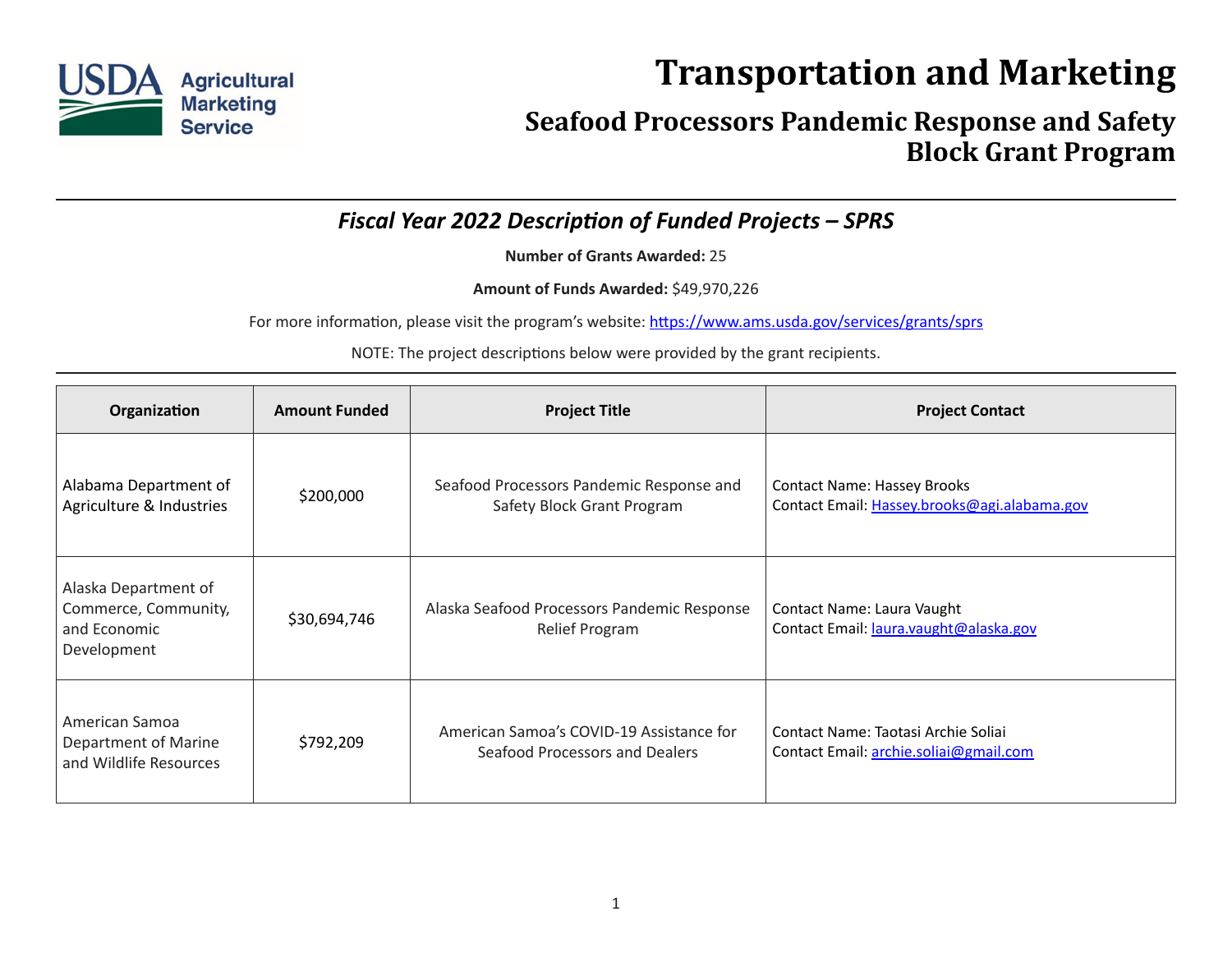# Transportation and Marketing

## Seafood Processors Pandemic Response and Safety Block Grant Program

### *Fiscal Year 2022 Description of Funded Projects – SPRS*

**Number of Grants Awarded:** 25

**Amount of Funds Awarded:** $49,970,226

For more information, please visit the program's website: https://www.ams.usda.gov/services/grants/sprs

NOTE: The project descriptions below were provided by the grant recipients.

| Organization | Amount Funded | Project Title | Project Contact |
|---|---|---|---|
| Alabama Department of Agriculture & Industries | $200,000 | Seafood Processors Pandemic Response and Safety Block Grant Program | Contact Name: Hassey Brooks<br>Contact Email: Hassey.brooks@agi.alabama.gov |
| Alaska Department of Commerce, Community, and Economic Development | $30,694,746 | Alaska Seafood Processors Pandemic Response Relief Program | Contact Name: Laura Vaught<br>Contact Email: laura.vaught@alaska.gov |
| American Samoa Department of Marine and Wildlife Resources | $792,209 | American Samoa's COVID-19 Assistance for Seafood Processors and Dealers | Contact Name: Taotasi Archie Soliai<br>Contact Email: archie.soliai@gmail.com |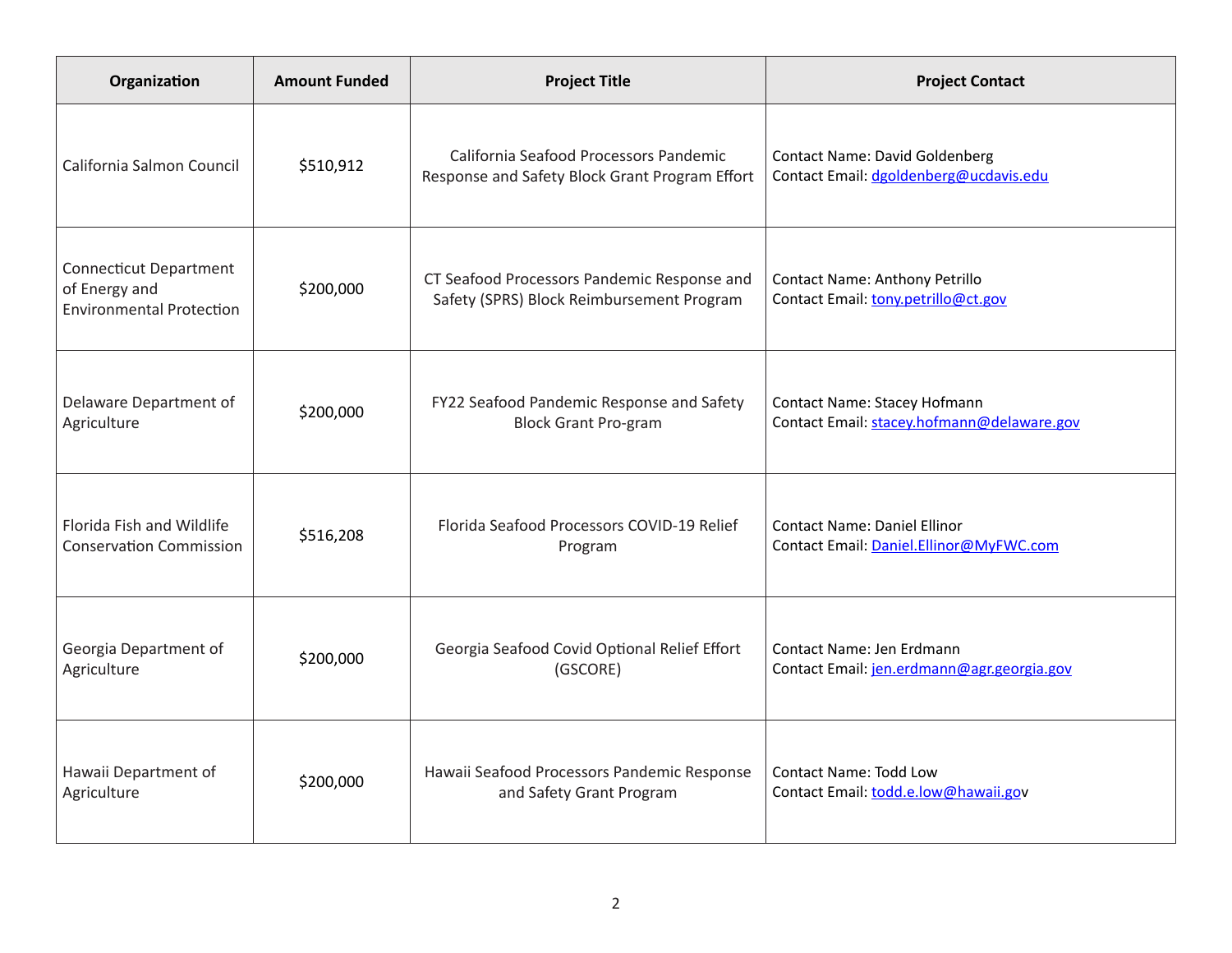| Organization | Amount Funded | Project Title | Project Contact |
|---|---|---|---|
| California Salmon Council | $510,912 | California Seafood Processors Pandemic Response and Safety Block Grant Program Effort | Contact Name: David Goldenberg<br>Contact Email: dgoldenberg@ucdavis.edu |
| Connecticut Department of Energy and Environmental Protection | $200,000 | CT Seafood Processors Pandemic Response and Safety (SPRS) Block Reimbursement Program | Contact Name: Anthony Petrillo<br>Contact Email: tony.petrillo@ct.gov |
| Delaware Department of Agriculture | $200,000 | FY22 Seafood Pandemic Response and Safety Block Grant Pro-gram | Contact Name: Stacey Hofmann<br>Contact Email: stacey.hofmann@delaware.gov |
| Florida Fish and Wildlife Conservation Commission | $516,208 | Florida Seafood Processors COVID-19 Relief Program | Contact Name: Daniel Ellinor<br>Contact Email: Daniel.Ellinor@MyFWC.com |
| Georgia Department of Agriculture | $200,000 | Georgia Seafood Covid Optional Relief Effort (GSCORE) | Contact Name: Jen Erdmann<br>Contact Email: jen.erdmann@agr.georgia.gov |
| Hawaii Department of Agriculture | $200,000 | Hawaii Seafood Processors Pandemic Response and Safety Grant Program | Contact Name: Todd Low<br>Contact Email: todd.e.low@hawaii.gov |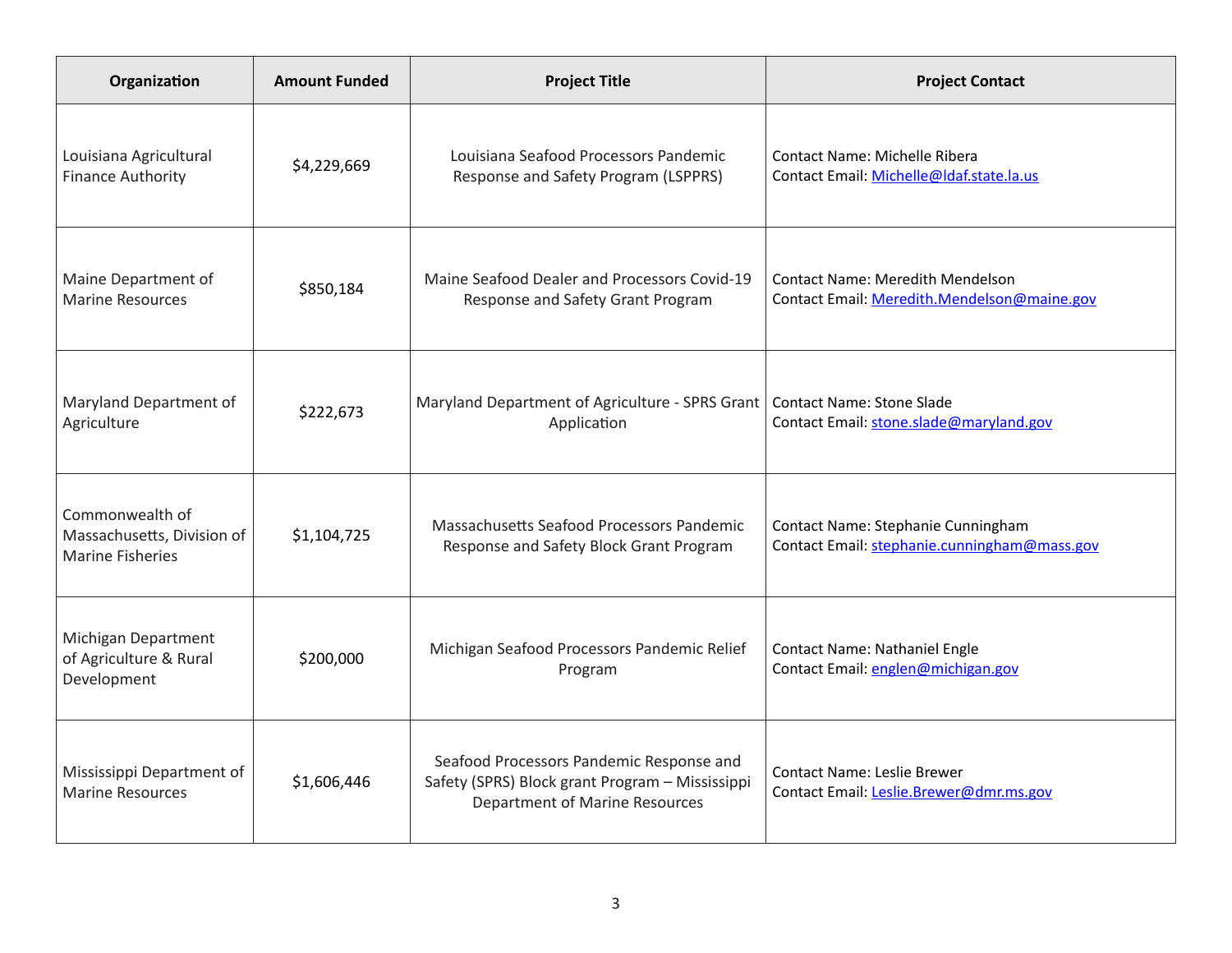| Organization | Amount Funded | Project Title | Project Contact |
|---|---|---|---|
| Louisiana Agricultural Finance Authority | $4,229,669 | Louisiana Seafood Processors Pandemic Response and Safety Program (LSPPRS) | Contact Name: Michelle Ribera<br>Contact Email: Michelle@ldaf.state.la.us |
| Maine Department of Marine Resources | $850,184 | Maine Seafood Dealer and Processors Covid-19 Response and Safety Grant Program | Contact Name: Meredith Mendelson<br>Contact Email: Meredith.Mendelson@maine.gov |
| Maryland Department of Agriculture | $222,673 | Maryland Department of Agriculture - SPRS Grant Application | Contact Name: Stone Slade<br>Contact Email: stone.slade@maryland.gov |
| Commonwealth of Massachusetts, Division of Marine Fisheries | $1,104,725 | Massachusetts Seafood Processors Pandemic Response and Safety Block Grant Program | Contact Name: Stephanie Cunningham<br>Contact Email: stephanie.cunningham@mass.gov |
| Michigan Department of Agriculture & Rural Development | $200,000 | Michigan Seafood Processors Pandemic Relief Program | Contact Name: Nathaniel Engle<br>Contact Email: englen@michigan.gov |
| Mississippi Department of Marine Resources | $1,606,446 | Seafood Processors Pandemic Response and Safety (SPRS) Block grant Program – Mississippi Department of Marine Resources | Contact Name: Leslie Brewer<br>Contact Email: Leslie.Brewer@dmr.ms.gov |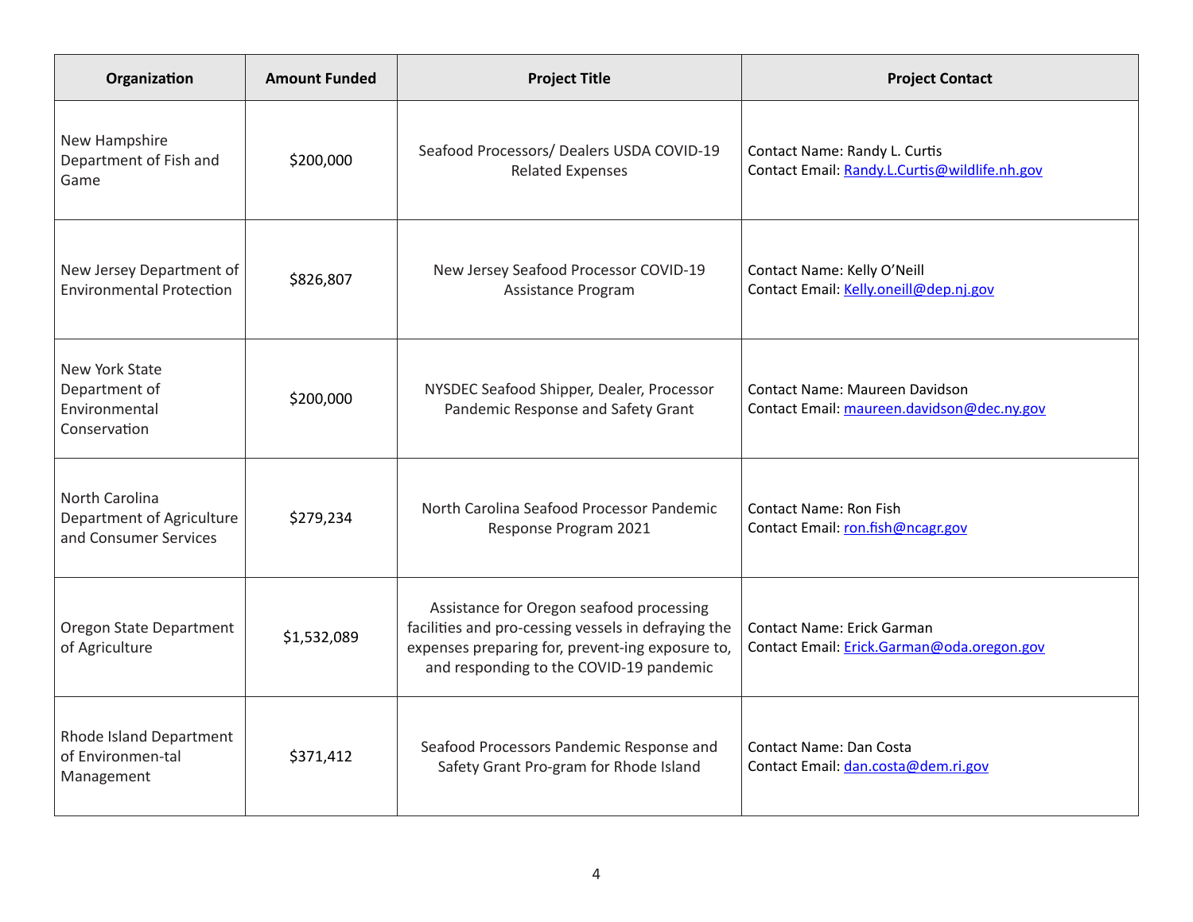| Organization | Amount Funded | Project Title | Project Contact |
|---|---|---|---|
| New Hampshire Department of Fish and Game | $200,000 | Seafood Processors/ Dealers USDA COVID-19 Related Expenses | Contact Name: Randy L. Curtis<br>Contact Email: Randy.L.Curtis@wildlife.nh.gov |
| New Jersey Department of Environmental Protection | $826,807 | New Jersey Seafood Processor COVID-19 Assistance Program | Contact Name: Kelly O'Neill<br>Contact Email: Kelly.oneill@dep.nj.gov |
| New York State Department of Environmental Conservation | $200,000 | NYSDEC Seafood Shipper, Dealer, Processor Pandemic Response and Safety Grant | Contact Name: Maureen Davidson<br>Contact Email: maureen.davidson@dec.ny.gov |
| North Carolina Department of Agriculture and Consumer Services | $279,234 | North Carolina Seafood Processor Pandemic Response Program 2021 | Contact Name: Ron Fish<br>Contact Email: ron.fish@ncagr.gov |
| Oregon State Department of Agriculture | $1,532,089 | Assistance for Oregon seafood processing facilities and pro-cessing vessels in defraying the expenses preparing for, prevent-ing exposure to, and responding to the COVID-19 pandemic | Contact Name: Erick Garman<br>Contact Email: Erick.Garman@oda.oregon.gov |
| Rhode Island Department of Environmen-tal Management | $371,412 | Seafood Processors Pandemic Response and Safety Grant Pro-gram for Rhode Island | Contact Name: Dan Costa<br>Contact Email: dan.costa@dem.ri.gov |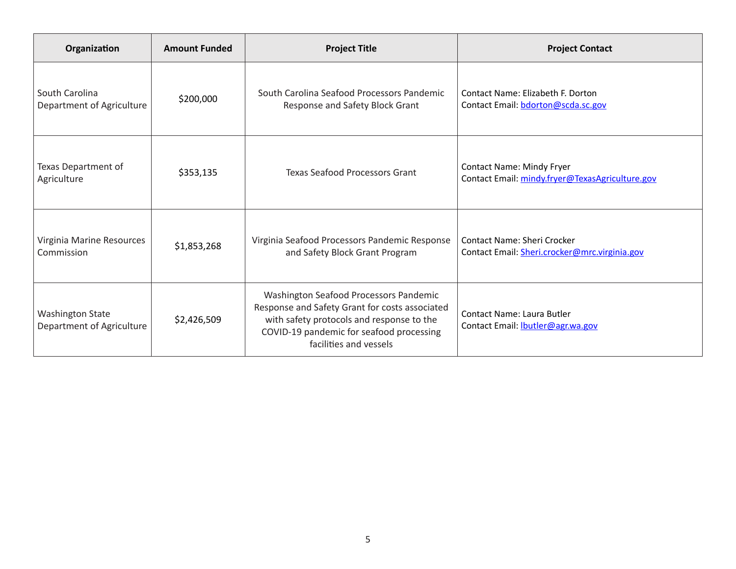| Organization | Amount Funded | Project Title | Project Contact |
|---|---|---|---|
| South Carolina Department of Agriculture | $200,000 | South Carolina Seafood Processors Pandemic Response and Safety Block Grant | Contact Name: Elizabeth F. Dorton<br>Contact Email: bdorton@scda.sc.gov |
| Texas Department of Agriculture | $353,135 | Texas Seafood Processors Grant | Contact Name: Mindy Fryer<br>Contact Email: mindy.fryer@TexasAgriculture.gov |
| Virginia Marine Resources Commission | $1,853,268 | Virginia Seafood Processors Pandemic Response and Safety Block Grant Program | Contact Name: Sheri Crocker<br>Contact Email: Sheri.crocker@mrc.virginia.gov |
| Washington State Department of Agriculture | $2,426,509 | Washington Seafood Processors Pandemic Response and Safety Grant for costs associated with safety protocols and response to the COVID-19 pandemic for seafood processing facilities and vessels | Contact Name: Laura Butler<br>Contact Email: lbutler@agr.wa.gov |